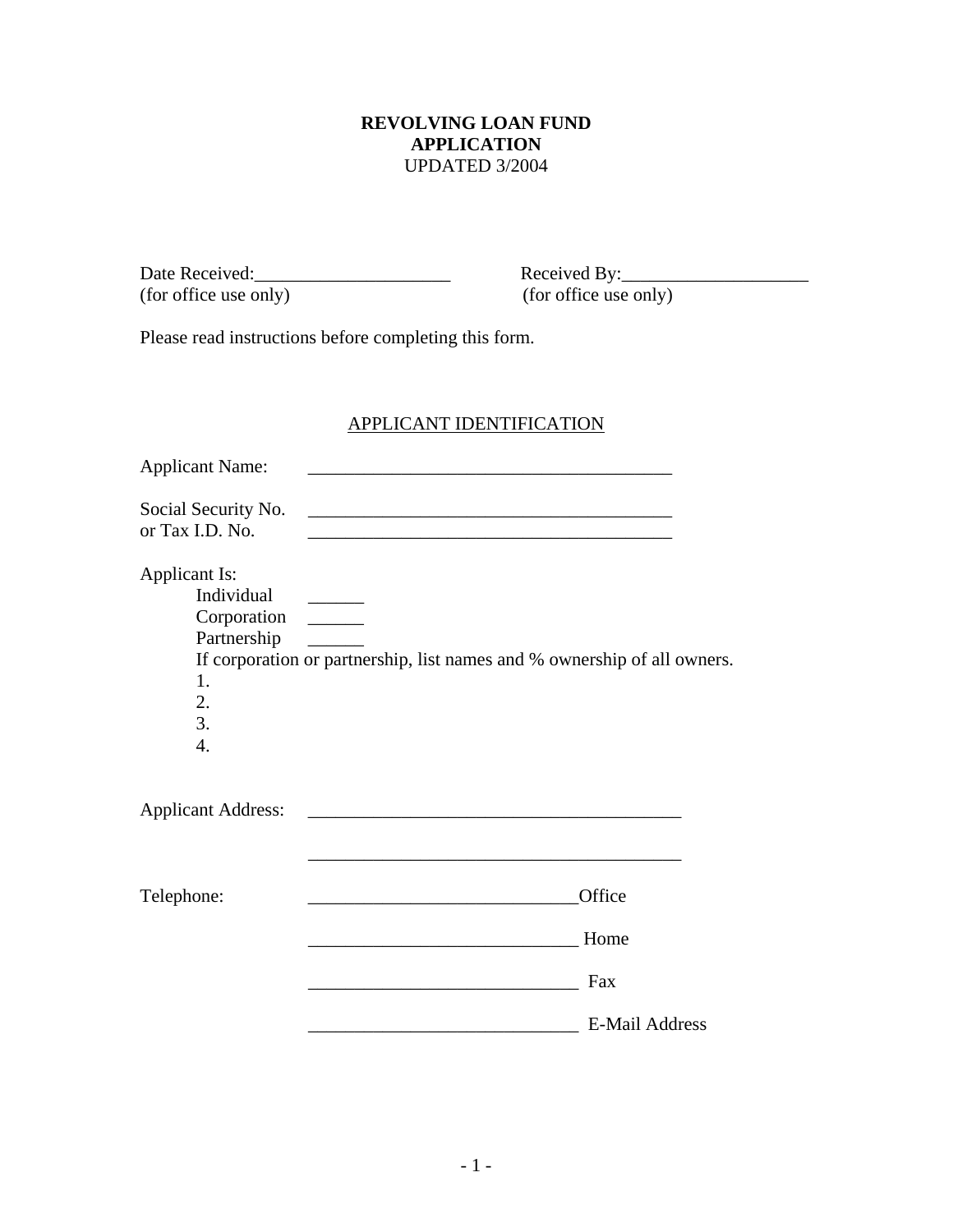# REVOLVING LOAN FUND APPLICATION

UPDATED 3/2004

Date Received:_____________________ (for office use only)

Received By:____________________ (for office use only)

Please read instructions before completing this form.

## APPLICANT IDENTIFICATION

Applicant Name: ________________________________________

Social Security No. or Tax I.D. No. ________________________________________
________________________________________

Applicant Is:

- Individual ______
- Corporation ______
- Partnership ______

If corporation or partnership, list names and % ownership of all owners.

1.
2.
3.
4.

Applicant Address: ________________________________________

________________________________________

Telephone: _____________________________Office

_____________________________ Home

_____________________________ Fax

_____________________________ E-Mail Address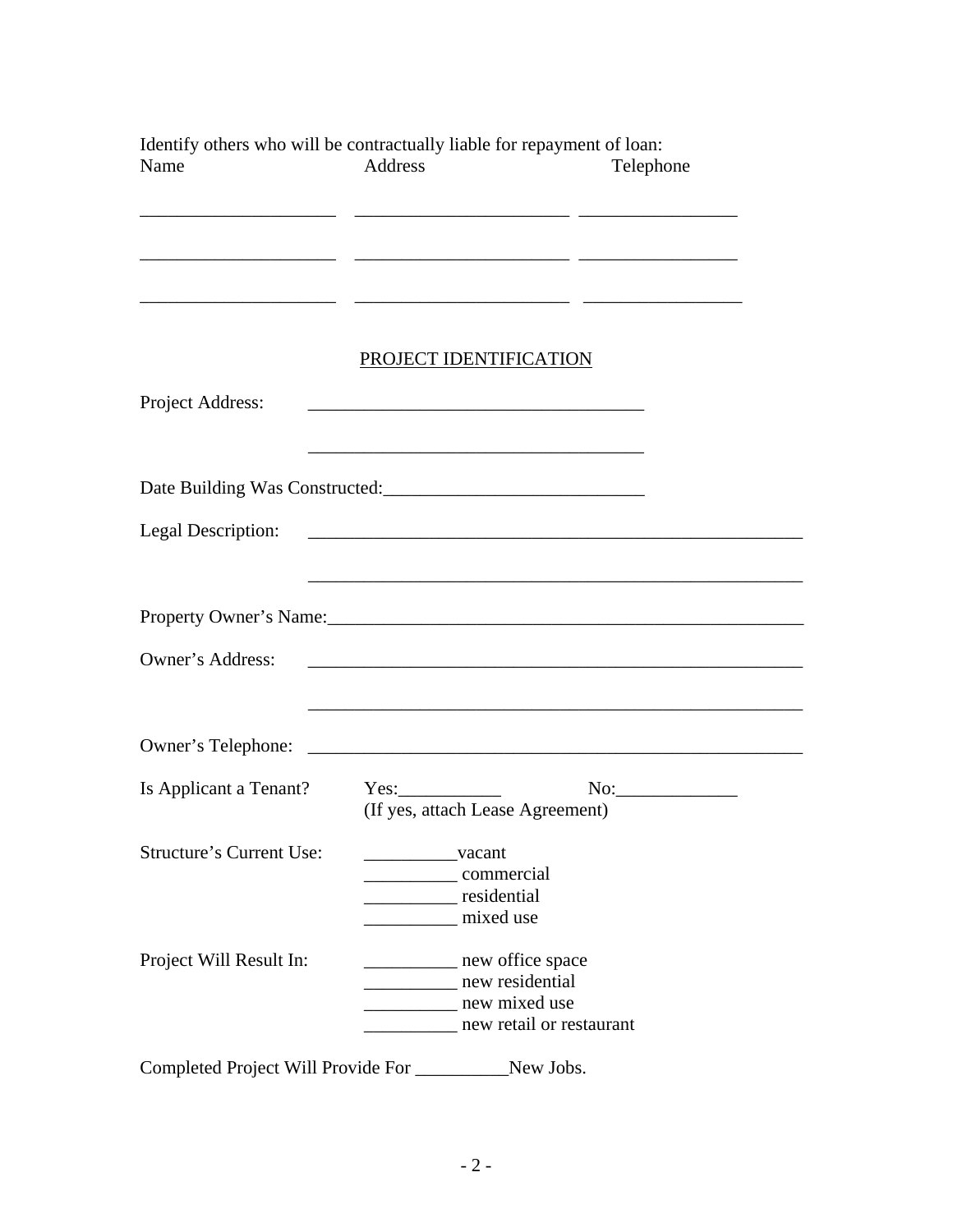Identify others who will be contractually liable for repayment of loan:

| Name | Address | Telephone |
|---|---|---|
| ____________________ | ______________________ | ________________ |
| ____________________ | ______________________ | ________________ |
| ____________________ | ______________________ | ________________ |

## PROJECT IDENTIFICATION

Project Address: ____________________________________

____________________________________

Date Building Was Constructed:___________________________

Legal Description: ______________________________________________________

______________________________________________________

Property Owner's Name:___________________________________________________

Owner's Address: ______________________________________________________

______________________________________________________

Owner's Telephone: ______________________________________________________

Is Applicant a Tenant? Yes:___________ No:_____________
(If yes, attach Lease Agreement)

Structure's Current Use:
__________vacant
__________ commercial
__________ residential
__________ mixed use

Project Will Result In:
__________ new office space
__________ new residential
__________ new mixed use
__________ new retail or restaurant

Completed Project Will Provide For __________New Jobs.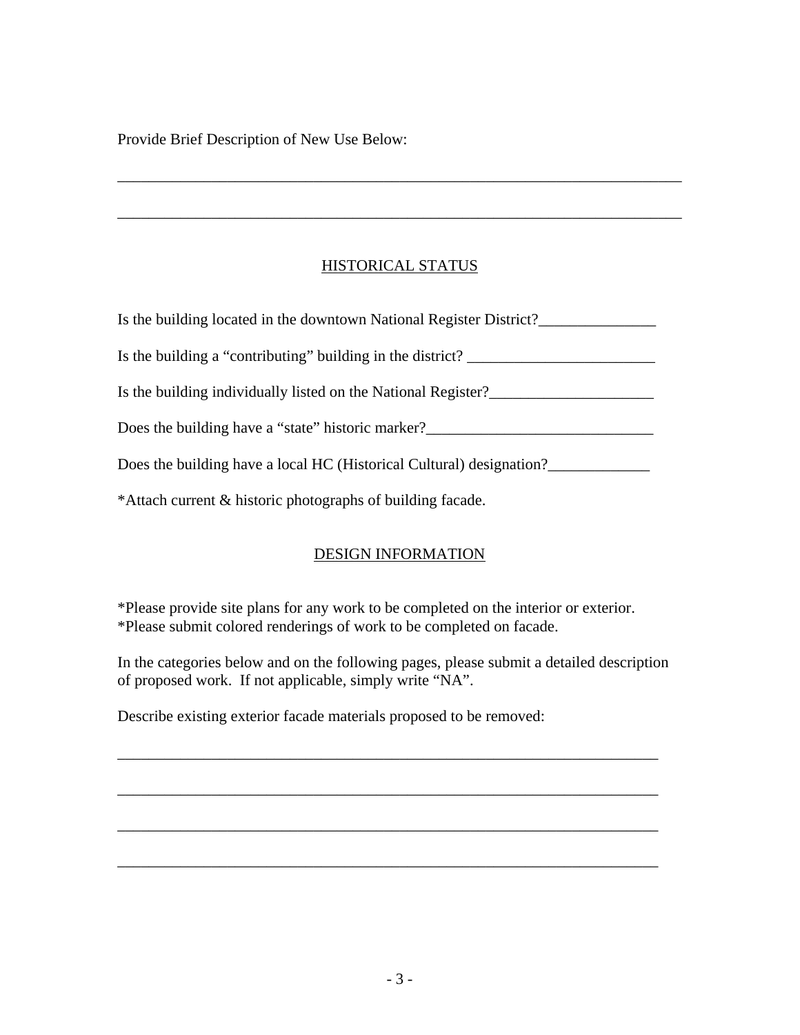Provide Brief Description of New Use Below:

___________________________________________________________________________

___________________________________________________________________________

## HISTORICAL STATUS

Is the building located in the downtown National Register District?_______________

Is the building a "contributing" building in the district? ________________________

Is the building individually listed on the National Register?_____________________

Does the building have a "state" historic marker?_____________________________

Does the building have a local HC (Historical Cultural) designation?_____________

*Attach current & historic photographs of building facade.

## DESIGN INFORMATION

*Please provide site plans for any work to be completed on the interior or exterior.
*Please submit colored renderings of work to be completed on facade.

In the categories below and on the following pages, please submit a detailed description of proposed work. If not applicable, simply write "NA".

Describe existing exterior facade materials proposed to be removed:

_______________________________________________________________________

_______________________________________________________________________

_______________________________________________________________________

_______________________________________________________________________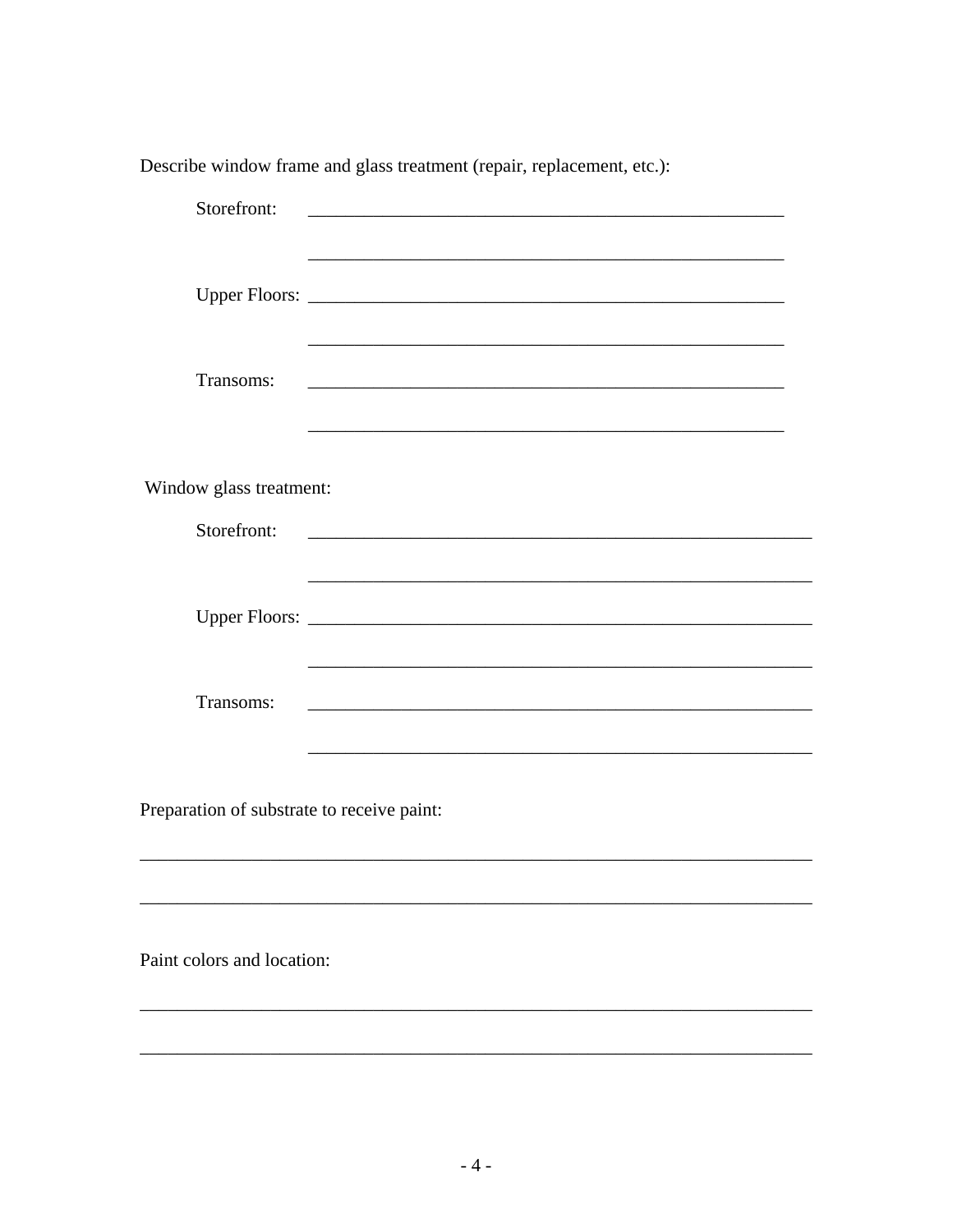Describe window frame and glass treatment (repair, replacement, etc.):

Storefront: _____________________________________________________

_____________________________________________________

Upper Floors: _____________________________________________________

_____________________________________________________

Transoms: _____________________________________________________

_____________________________________________________

Window glass treatment:

Storefront: _________________________________________________________

_________________________________________________________

Upper Floors: _________________________________________________________

_________________________________________________________

Transoms: _________________________________________________________

_________________________________________________________

Preparation of substrate to receive paint:

___________________________________________________________________________

___________________________________________________________________________

Paint colors and location:

___________________________________________________________________________

___________________________________________________________________________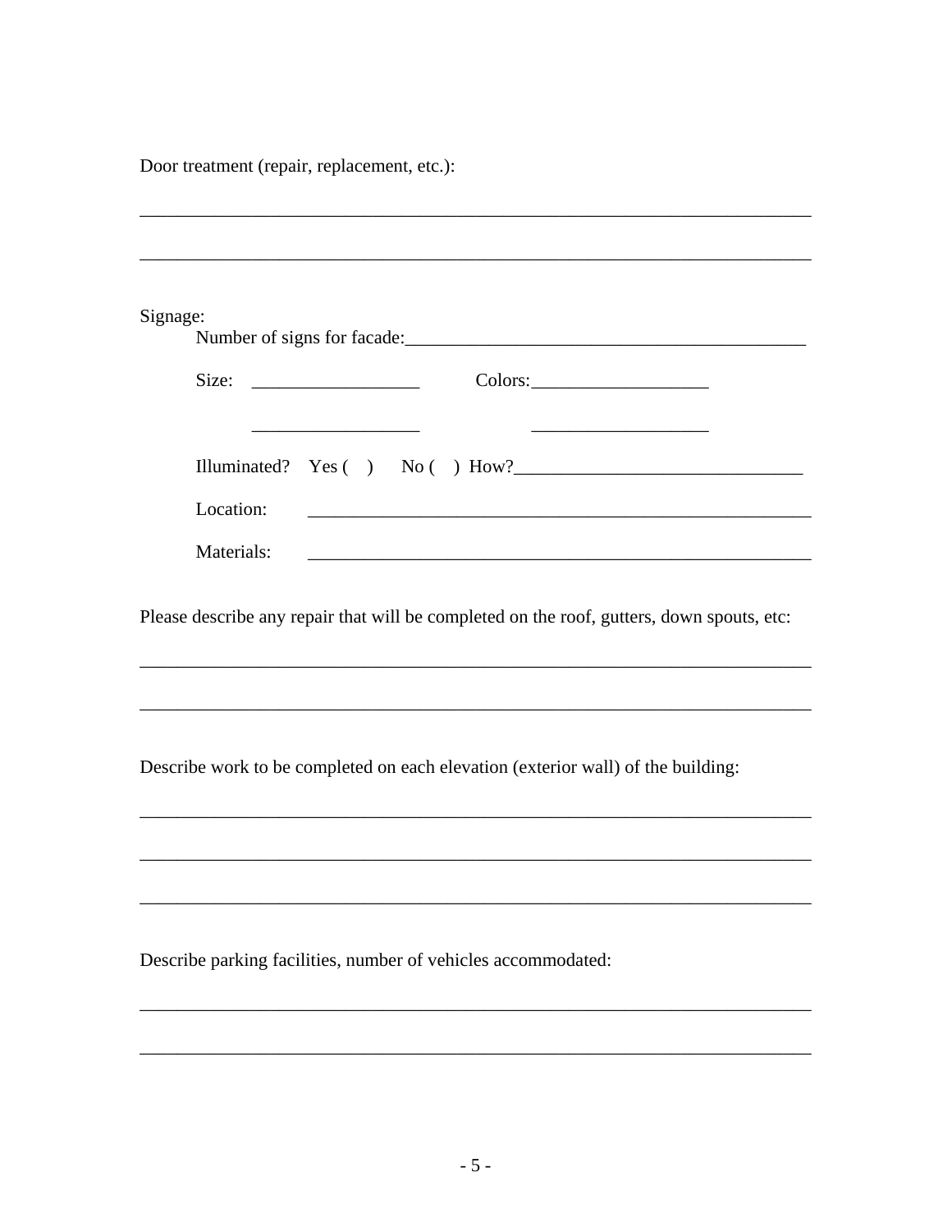Door treatment (repair, replacement, etc.):

\_\_\_\_\_\_\_\_\_\_\_\_\_\_\_\_\_\_\_\_\_\_\_\_\_\_\_\_\_\_\_\_\_\_\_\_\_\_\_\_\_\_\_\_\_\_\_\_\_\_\_\_\_\_\_\_\_\_\_\_\_\_\_\_\_\_\_\_\_\_

\_\_\_\_\_\_\_\_\_\_\_\_\_\_\_\_\_\_\_\_\_\_\_\_\_\_\_\_\_\_\_\_\_\_\_\_\_\_\_\_\_\_\_\_\_\_\_\_\_\_\_\_\_\_\_\_\_\_\_\_\_\_\_\_\_\_\_\_\_\_

Signage:

Number of signs for facade:\_\_\_\_\_\_\_\_\_\_\_\_\_\_\_\_\_\_\_\_\_\_\_\_\_\_\_\_\_\_\_\_\_\_\_\_\_\_\_\_\_\_\_

Size: \_\_\_\_\_\_\_\_\_\_\_\_\_\_\_\_\_\_ Colors:\_\_\_\_\_\_\_\_\_\_\_\_\_\_\_\_\_\_\_

\_\_\_\_\_\_\_\_\_\_\_\_\_\_\_\_\_\_ \_\_\_\_\_\_\_\_\_\_\_\_\_\_\_\_\_\_\_

Illuminated? Yes ( ) No ( ) How?\_\_\_\_\_\_\_\_\_\_\_\_\_\_\_\_\_\_\_\_\_\_\_\_\_\_\_\_\_\_\_\_

Location: \_\_\_\_\_\_\_\_\_\_\_\_\_\_\_\_\_\_\_\_\_\_\_\_\_\_\_\_\_\_\_\_\_\_\_\_\_\_\_\_\_\_\_\_\_\_\_\_\_\_\_\_\_\_\_

Materials: \_\_\_\_\_\_\_\_\_\_\_\_\_\_\_\_\_\_\_\_\_\_\_\_\_\_\_\_\_\_\_\_\_\_\_\_\_\_\_\_\_\_\_\_\_\_\_\_\_\_\_\_\_\_\_

Please describe any repair that will be completed on the roof, gutters, down spouts, etc:

\_\_\_\_\_\_\_\_\_\_\_\_\_\_\_\_\_\_\_\_\_\_\_\_\_\_\_\_\_\_\_\_\_\_\_\_\_\_\_\_\_\_\_\_\_\_\_\_\_\_\_\_\_\_\_\_\_\_\_\_\_\_\_\_\_\_\_\_\_\_

\_\_\_\_\_\_\_\_\_\_\_\_\_\_\_\_\_\_\_\_\_\_\_\_\_\_\_\_\_\_\_\_\_\_\_\_\_\_\_\_\_\_\_\_\_\_\_\_\_\_\_\_\_\_\_\_\_\_\_\_\_\_\_\_\_\_\_\_\_\_

Describe work to be completed on each elevation (exterior wall) of the building:

\_\_\_\_\_\_\_\_\_\_\_\_\_\_\_\_\_\_\_\_\_\_\_\_\_\_\_\_\_\_\_\_\_\_\_\_\_\_\_\_\_\_\_\_\_\_\_\_\_\_\_\_\_\_\_\_\_\_\_\_\_\_\_\_\_\_\_\_\_\_

\_\_\_\_\_\_\_\_\_\_\_\_\_\_\_\_\_\_\_\_\_\_\_\_\_\_\_\_\_\_\_\_\_\_\_\_\_\_\_\_\_\_\_\_\_\_\_\_\_\_\_\_\_\_\_\_\_\_\_\_\_\_\_\_\_\_\_\_\_\_

\_\_\_\_\_\_\_\_\_\_\_\_\_\_\_\_\_\_\_\_\_\_\_\_\_\_\_\_\_\_\_\_\_\_\_\_\_\_\_\_\_\_\_\_\_\_\_\_\_\_\_\_\_\_\_\_\_\_\_\_\_\_\_\_\_\_\_\_\_\_

Describe parking facilities, number of vehicles accommodated:

\_\_\_\_\_\_\_\_\_\_\_\_\_\_\_\_\_\_\_\_\_\_\_\_\_\_\_\_\_\_\_\_\_\_\_\_\_\_\_\_\_\_\_\_\_\_\_\_\_\_\_\_\_\_\_\_\_\_\_\_\_\_\_\_\_\_\_\_\_\_

\_\_\_\_\_\_\_\_\_\_\_\_\_\_\_\_\_\_\_\_\_\_\_\_\_\_\_\_\_\_\_\_\_\_\_\_\_\_\_\_\_\_\_\_\_\_\_\_\_\_\_\_\_\_\_\_\_\_\_\_\_\_\_\_\_\_\_\_\_\_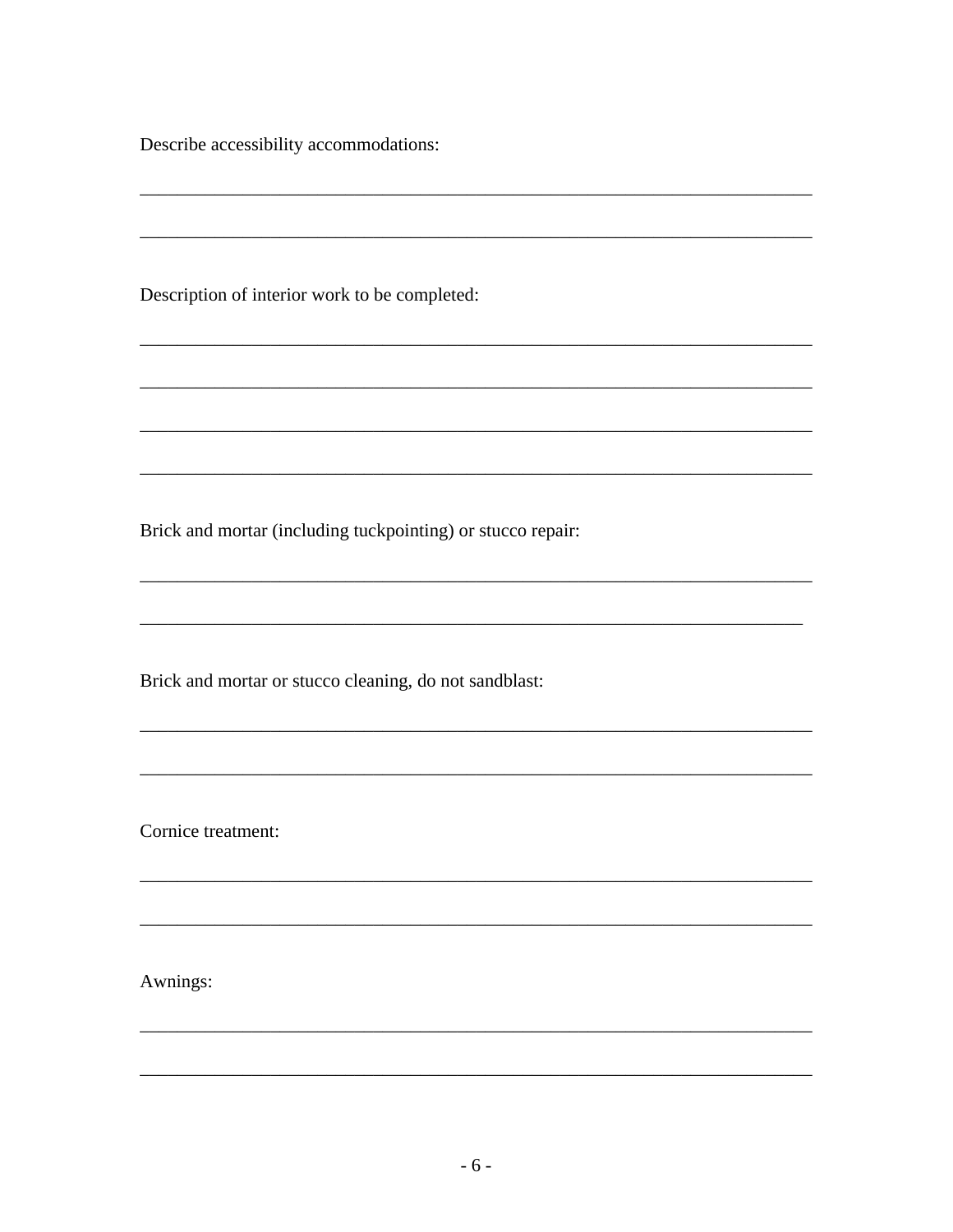Describe accessibility accommodations:

_______________________________________________________________________

_______________________________________________________________________

Description of interior work to be completed:

_______________________________________________________________________

_______________________________________________________________________

_______________________________________________________________________

_______________________________________________________________________

Brick and mortar (including tuckpointing) or stucco repair:

_______________________________________________________________________

______________________________________________________________________

Brick and mortar or stucco cleaning, do not sandblast:

_______________________________________________________________________

_______________________________________________________________________

Cornice treatment:

_______________________________________________________________________

_______________________________________________________________________

Awnings:

_______________________________________________________________________

_______________________________________________________________________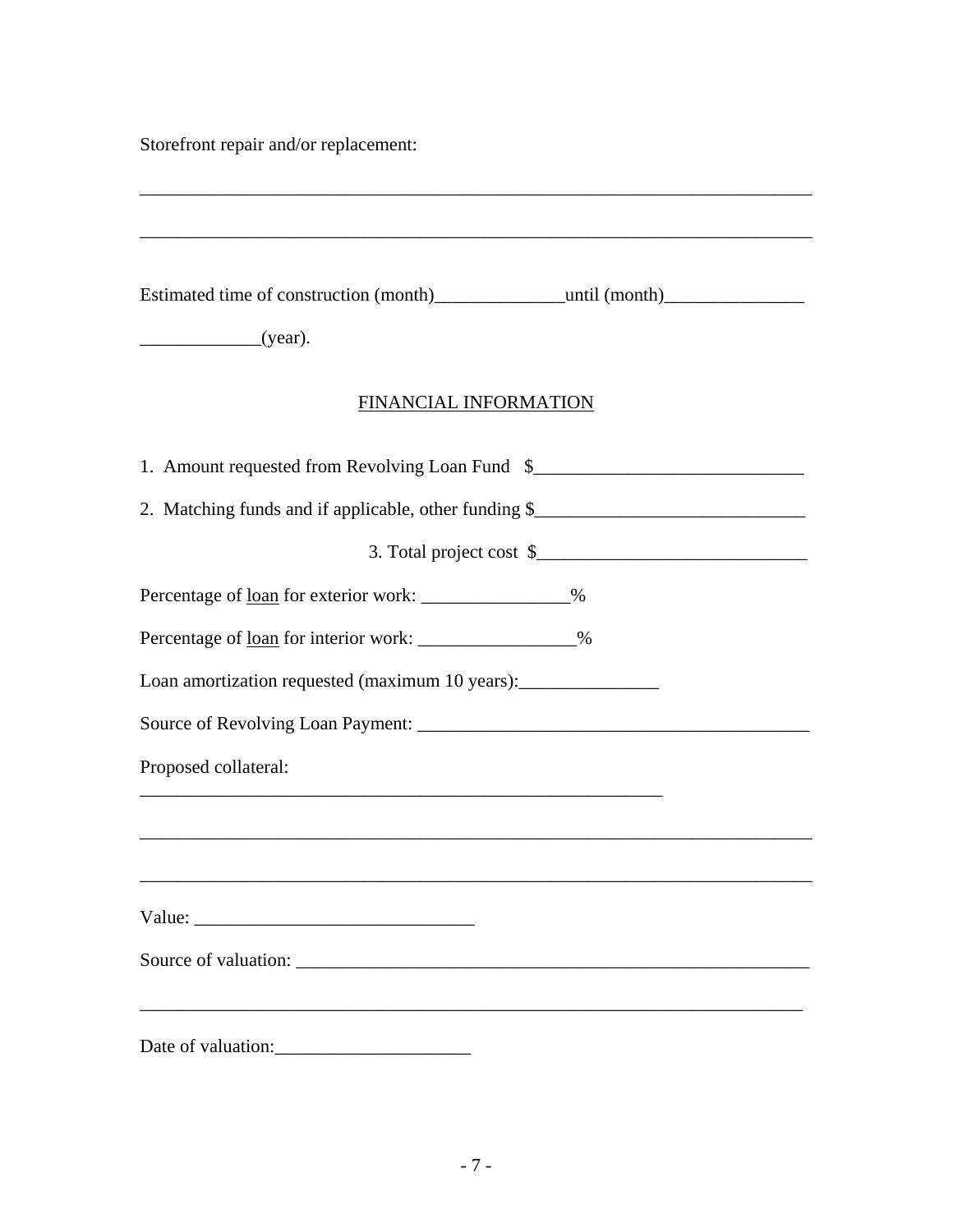Storefront repair and/or replacement:

_______________________________________________________________________

_______________________________________________________________________

Estimated time of construction (month)______________until (month)_______________

_____________(year).

## FINANCIAL INFORMATION

1. Amount requested from Revolving Loan Fund $_____________________________

2. Matching funds and if applicable, other funding $_____________________________

3. Total project cost $_____________________________

Percentage of <u>loan</u> for exterior work: ________________%

Percentage of <u>loan</u> for interior work: _________________%

Loan amortization requested (maximum 10 years):_______________

Source of Revolving Loan Payment: __________________________________________

Proposed collateral:
_____________________________________________________________

_______________________________________________________________________

_______________________________________________________________________

Value: ______________________________

Source of valuation: _________________________________________________________

_______________________________________________________________________

Date of valuation:_____________________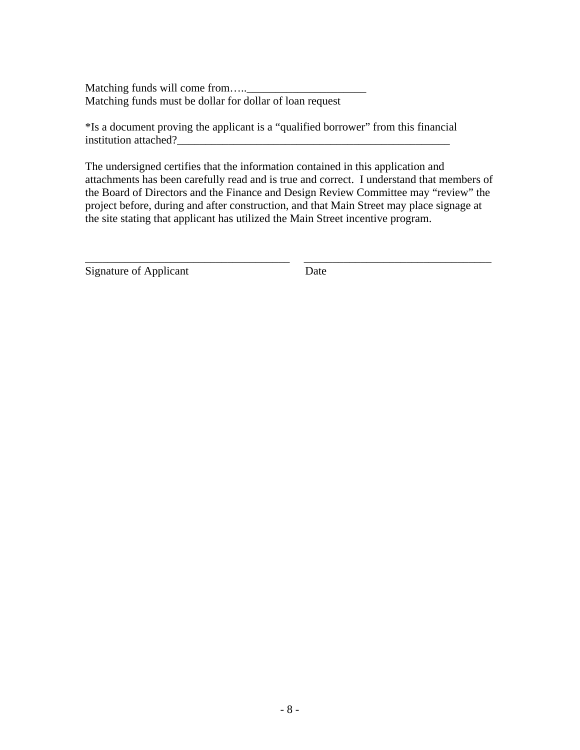Matching funds will come from…..____________________
Matching funds must be dollar for dollar of loan request

*Is a document proving the applicant is a "qualified borrower" from this financial institution attached?_______________________________________________

The undersigned certifies that the information contained in this application and attachments has been carefully read and is true and correct. I understand that members of the Board of Directors and the Finance and Design Review Committee may "review" the project before, during and after construction, and that Main Street may place signage at the site stating that applicant has utilized the Main Street incentive program.

\_________________________________ \_______________________________

Signature of Applicant Date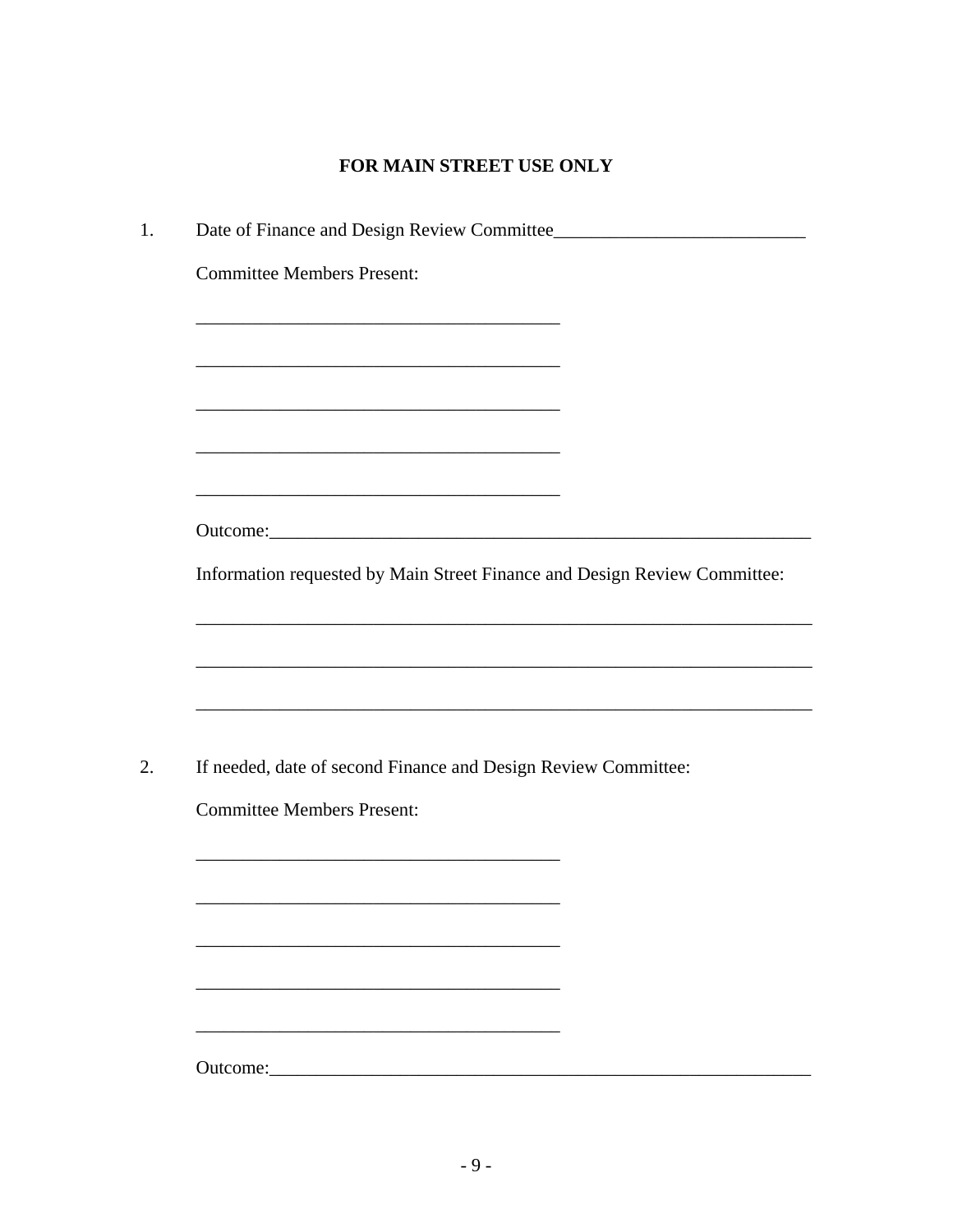**FOR MAIN STREET USE ONLY**

1. Date of Finance and Design Review Committee___________________________

   Committee Members Present:

   _______________________________________

   _______________________________________

   _______________________________________

   _______________________________________

   _______________________________________

   Outcome:___________________________________________________________

   Information requested by Main Street Finance and Design Review Committee:

   ____________________________________________________________________

   ____________________________________________________________________

   ____________________________________________________________________

2. If needed, date of second Finance and Design Review Committee:

   Committee Members Present:

   _______________________________________

   _______________________________________

   _______________________________________

   _______________________________________

   _______________________________________

   Outcome:___________________________________________________________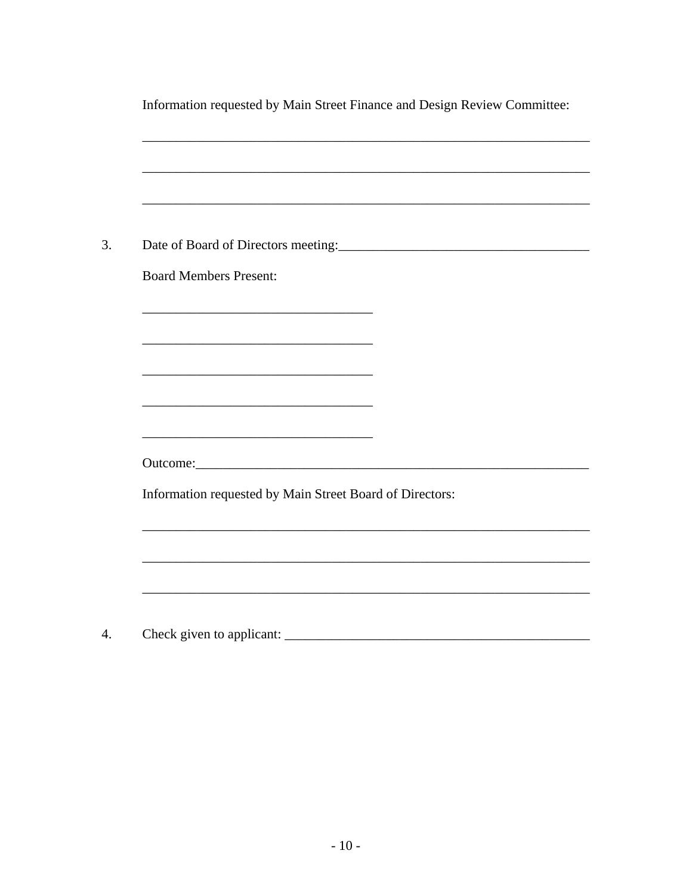Information requested by Main Street Finance and Design Review Committee:

___________________________________________________________________

___________________________________________________________________

___________________________________________________________________

3. Date of Board of Directors meeting:____________________________________

   Board Members Present:

   ___________________________________

   ___________________________________

   ___________________________________

   ___________________________________

   ___________________________________

   Outcome:____________________________________________________________

   Information requested by Main Street Board of Directors:

   ___________________________________________________________________

   ___________________________________________________________________

   ___________________________________________________________________

4. Check given to applicant: ______________________________________________